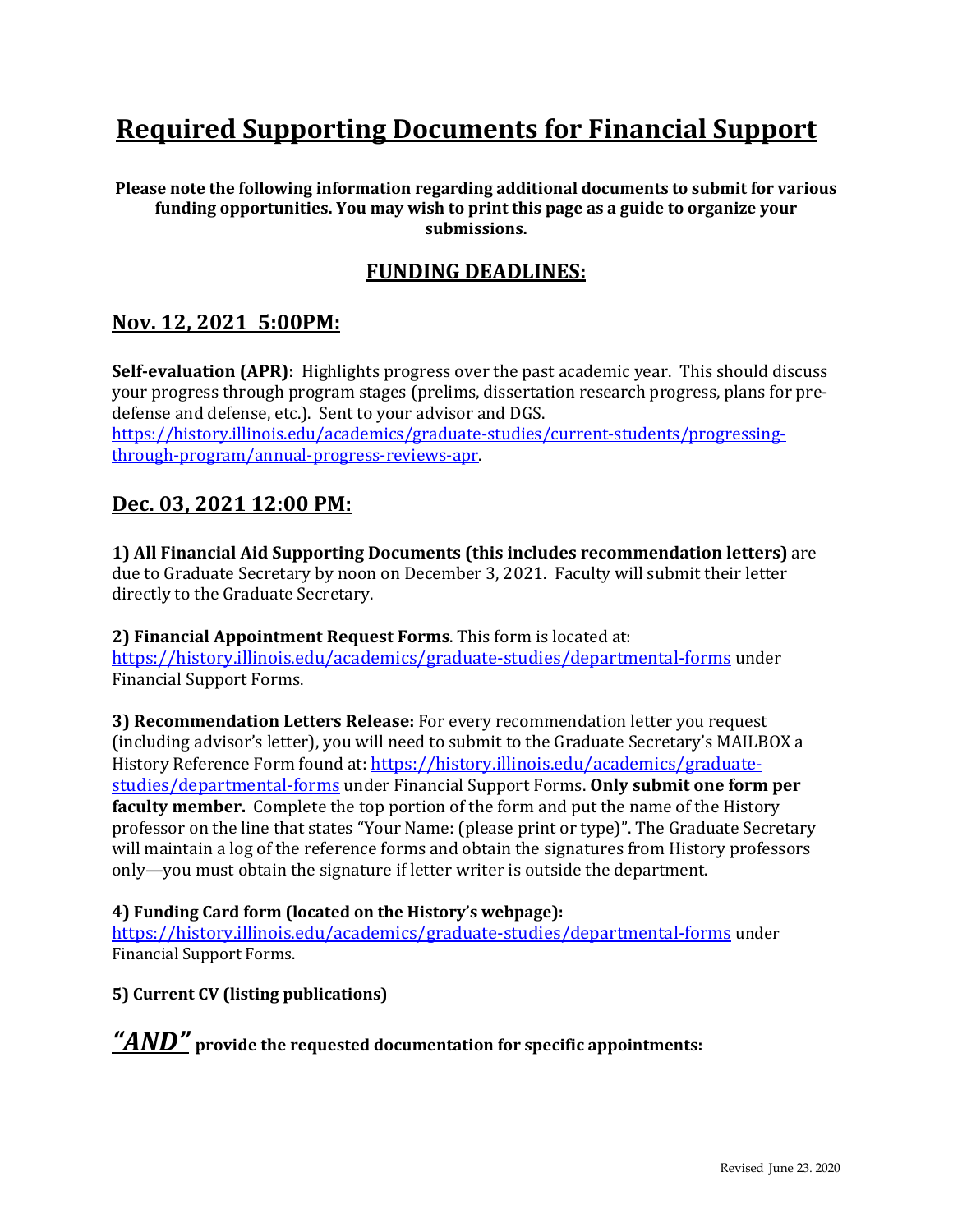# Required Supporting Documents for Financial Support

**Please note the following information regarding additional documents to submit for various funding opportunities. You may wish to print this page as a guide to organize your submissions.**

## FUNDING DEADLINES:

## Nov. 12, 2021 5:00PM:

**Self-evaluation (APR):** Highlights progress over the past academic year. This should discuss your progress through program stages (prelims, dissertation research progress, plans for pre-defense and defense, etc.). Sent to your advisor and DGS. https://history.illinois.edu/academics/graduate-studies/current-students/progressing-through-program/annual-progress-reviews-apr.

## Dec. 03, 2021 12:00 PM:

**1) All Financial Aid Supporting Documents (this includes recommendation letters)** are due to Graduate Secretary by noon on December 3, 2021. Faculty will submit their letter directly to the Graduate Secretary.

**2) Financial Appointment Request Forms**. This form is located at: https://history.illinois.edu/academics/graduate-studies/departmental-forms under Financial Support Forms.

**3) Recommendation Letters Release:** For every recommendation letter you request (including advisor's letter), you will need to submit to the Graduate Secretary's MAILBOX a History Reference Form found at: https://history.illinois.edu/academics/graduate-studies/departmental-forms under Financial Support Forms. **Only submit one form per faculty member.** Complete the top portion of the form and put the name of the History professor on the line that states "Your Name: (please print or type)". The Graduate Secretary will maintain a log of the reference forms and obtain the signatures from History professors only—you must obtain the signature if letter writer is outside the department.

**4) Funding Card form (located on the History's webpage):** https://history.illinois.edu/academics/graduate-studies/departmental-forms under Financial Support Forms.

**5) Current CV (listing publications)**

***"AND"*** **provide the requested documentation for specific appointments:**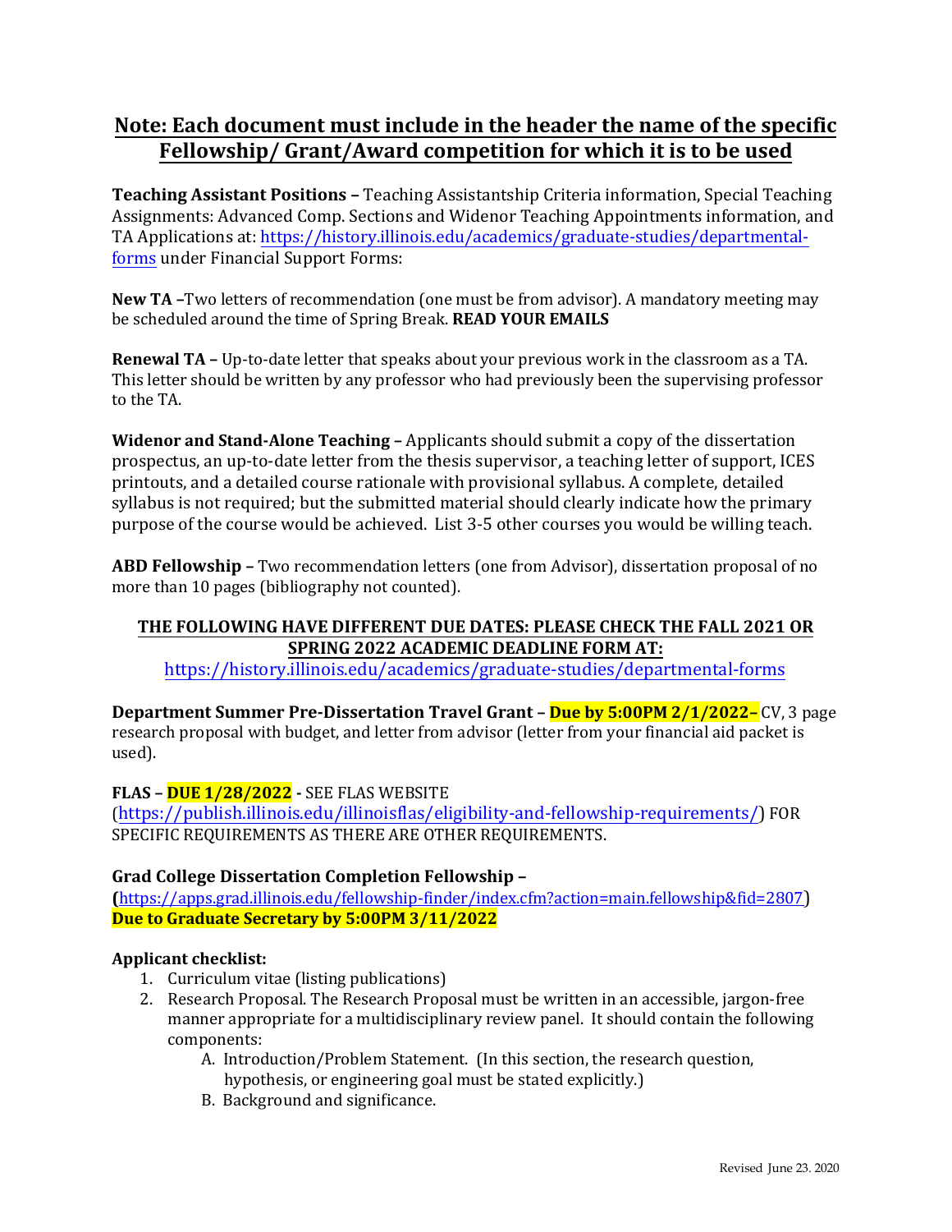## Note: Each document must include in the header the name of the specific Fellowship/ Grant/Award competition for which it is to be used

**Teaching Assistant Positions –** Teaching Assistantship Criteria information, Special Teaching Assignments: Advanced Comp. Sections and Widenor Teaching Appointments information, and TA Applications at: [https://history.illinois.edu/academics/graduate-studies/departmental-forms](https://history.illinois.edu/academics/graduate-studies/departmental-forms) under Financial Support Forms:

**New TA –**Two letters of recommendation (one must be from advisor). A mandatory meeting may be scheduled around the time of Spring Break. **READ YOUR EMAILS**

**Renewal TA –** Up-to-date letter that speaks about your previous work in the classroom as a TA. This letter should be written by any professor who had previously been the supervising professor to the TA.

**Widenor and Stand-Alone Teaching –** Applicants should submit a copy of the dissertation prospectus, an up-to-date letter from the thesis supervisor, a teaching letter of support, ICES printouts, and a detailed course rationale with provisional syllabus. A complete, detailed syllabus is not required; but the submitted material should clearly indicate how the primary purpose of the course would be achieved. List 3-5 other courses you would be willing teach.

**ABD Fellowship –** Two recommendation letters (one from Advisor), dissertation proposal of no more than 10 pages (bibliography not counted).

**THE FOLLOWING HAVE DIFFERENT DUE DATES: PLEASE CHECK THE FALL 2021 OR SPRING 2022 ACADEMIC DEADLINE FORM AT:**
[https://history.illinois.edu/academics/graduate-studies/departmental-forms](https://history.illinois.edu/academics/graduate-studies/departmental-forms)

**Department Summer Pre-Dissertation Travel Grant – Due by 5:00PM 2/1/2022–** CV, 3 page research proposal with budget, and letter from advisor (letter from your financial aid packet is used).

**FLAS – DUE 1/28/2022 -** SEE FLAS WEBSITE ([https://publish.illinois.edu/illinoisflas/eligibility-and-fellowship-requirements/](https://publish.illinois.edu/illinoisflas/eligibility-and-fellowship-requirements/)) FOR SPECIFIC REQUIREMENTS AS THERE ARE OTHER REQUIREMENTS.

**Grad College Dissertation Completion Fellowship –**
**(**[https://apps.grad.illinois.edu/fellowship-finder/index.cfm?action=main.fellowship&fid=2807](https://apps.grad.illinois.edu/fellowship-finder/index.cfm?action=main.fellowship&fid=2807))
**Due to Graduate Secretary by 5:00PM 3/11/2022**

**Applicant checklist:**

1. Curriculum vitae (listing publications)
2. Research Proposal. The Research Proposal must be written in an accessible, jargon-free manner appropriate for a multidisciplinary review panel. It should contain the following components:
   - A. Introduction/Problem Statement. (In this section, the research question, hypothesis, or engineering goal must be stated explicitly.)
   - B. Background and significance.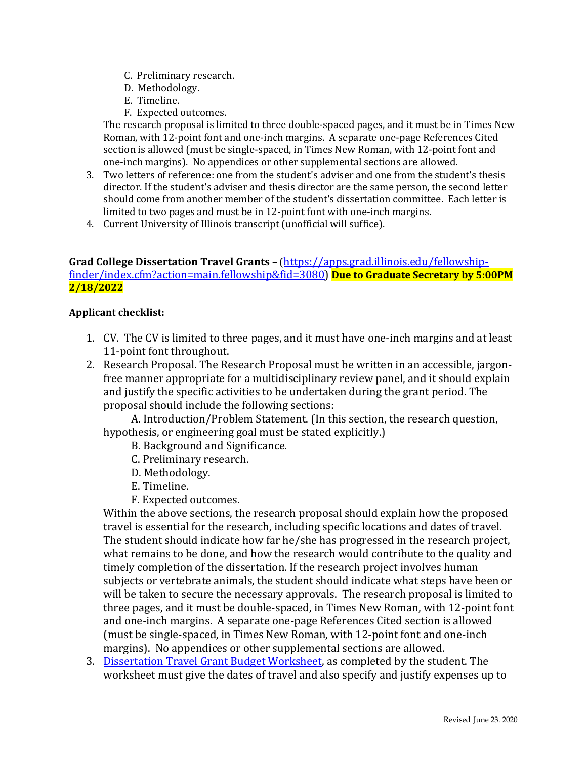C. Preliminary research.
D. Methodology.
E. Timeline.
F. Expected outcomes.

The research proposal is limited to three double-spaced pages, and it must be in Times New Roman, with 12-point font and one-inch margins. A separate one-page References Cited section is allowed (must be single-spaced, in Times New Roman, with 12-point font and one-inch margins). No appendices or other supplemental sections are allowed.

3. Two letters of reference: one from the student's adviser and one from the student's thesis director. If the student's adviser and thesis director are the same person, the second letter should come from another member of the student's dissertation committee. Each letter is limited to two pages and must be in 12-point font with one-inch margins.
4. Current University of Illinois transcript (unofficial will suffice).

**Grad College Dissertation Travel Grants –** ([https://apps.grad.illinois.edu/fellowship-finder/index.cfm?action=main.fellowship&fid=3080](https://apps.grad.illinois.edu/fellowship-finder/index.cfm?action=main.fellowship&fid=3080)) **Due to Graduate Secretary by 5:00PM 2/18/2022**

**Applicant checklist:**

1. CV. The CV is limited to three pages, and it must have one-inch margins and at least 11-point font throughout.
2. Research Proposal. The Research Proposal must be written in an accessible, jargon-free manner appropriate for a multidisciplinary review panel, and it should explain and justify the specific activities to be undertaken during the grant period. The proposal should include the following sections:

   A. Introduction/Problem Statement. (In this section, the research question, hypothesis, or engineering goal must be stated explicitly.)
   B. Background and Significance.
   C. Preliminary research.
   D. Methodology.
   E. Timeline.
   F. Expected outcomes.

   Within the above sections, the research proposal should explain how the proposed travel is essential for the research, including specific locations and dates of travel. The student should indicate how far he/she has progressed in the research project, what remains to be done, and how the research would contribute to the quality and timely completion of the dissertation. If the research project involves human subjects or vertebrate animals, the student should indicate what steps have been or will be taken to secure the necessary approvals. The research proposal is limited to three pages, and it must be double-spaced, in Times New Roman, with 12-point font and one-inch margins. A separate one-page References Cited section is allowed (must be single-spaced, in Times New Roman, with 12-point font and one-inch margins). No appendices or other supplemental sections are allowed.
3. Dissertation Travel Grant Budget Worksheet, as completed by the student. The worksheet must give the dates of travel and also specify and justify expenses up to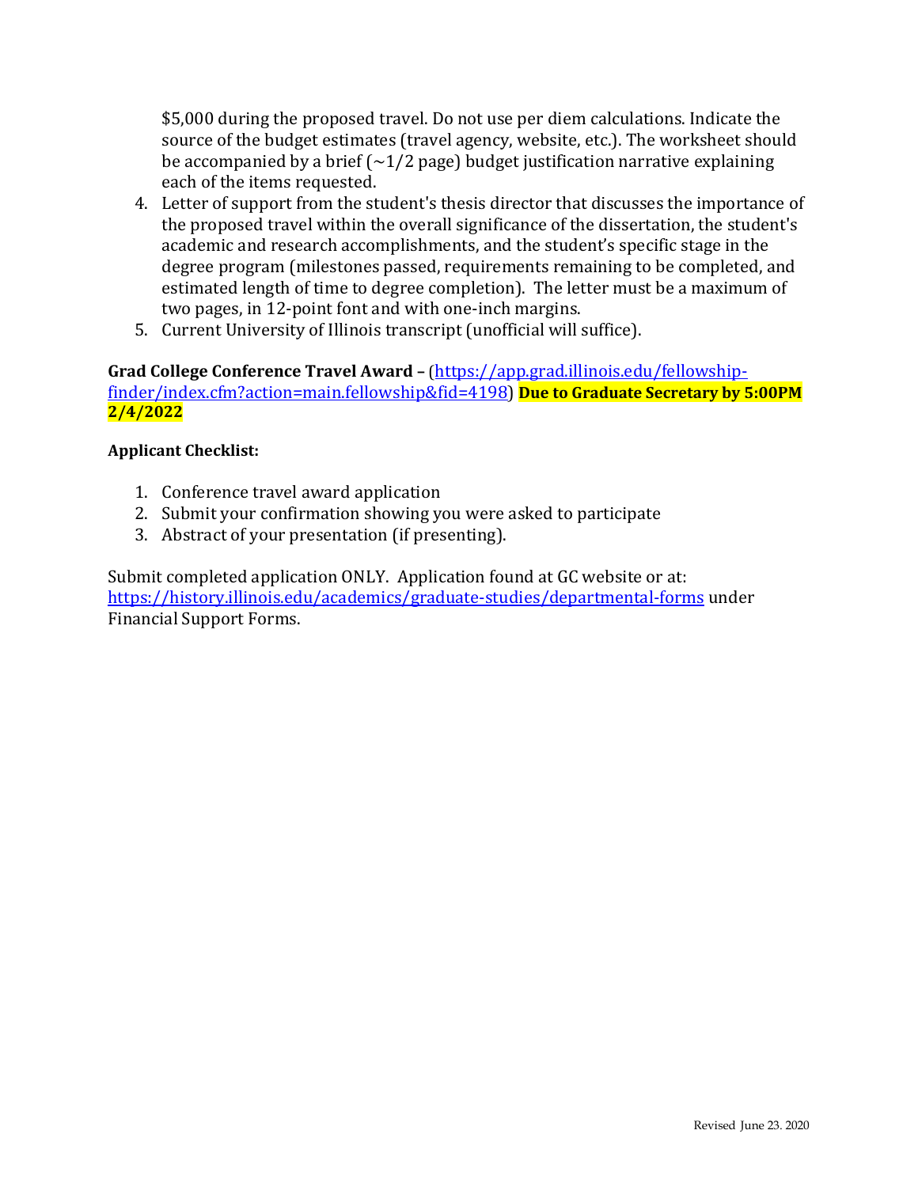$5,000 during the proposed travel. Do not use per diem calculations. Indicate the source of the budget estimates (travel agency, website, etc.). The worksheet should be accompanied by a brief (~1/2 page) budget justification narrative explaining each of the items requested.

4. Letter of support from the student's thesis director that discusses the importance of the proposed travel within the overall significance of the dissertation, the student's academic and research accomplishments, and the student's specific stage in the degree program (milestones passed, requirements remaining to be completed, and estimated length of time to degree completion). The letter must be a maximum of two pages, in 12-point font and with one-inch margins.
5. Current University of Illinois transcript (unofficial will suffice).

**Grad College Conference Travel Award** – (https://app.grad.illinois.edu/fellowship-finder/index.cfm?action=main.fellowship&fid=4198) **Due to Graduate Secretary by 5:00PM 2/4/2022**

**Applicant Checklist:**

1. Conference travel award application
2. Submit your confirmation showing you were asked to participate
3. Abstract of your presentation (if presenting).

Submit completed application ONLY. Application found at GC website or at: https://history.illinois.edu/academics/graduate-studies/departmental-forms under Financial Support Forms.

Revised June 23. 2020